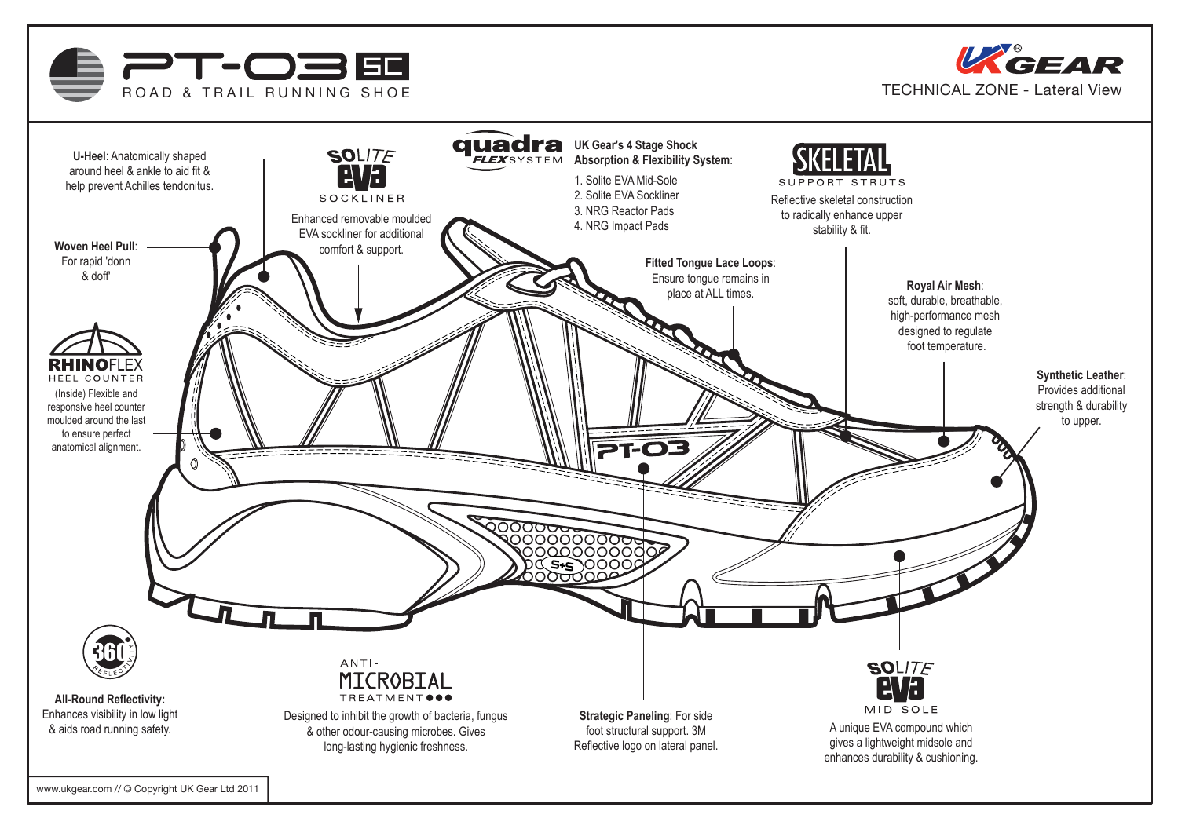# PT-03 SC

ROAD & TRAIL RUNNING SHOE

UK GEAR®

TECHNICAL ZONE - Lateral View

**U-Heel**: Anatomically shaped around heel & ankle to aid fit & help prevent Achilles tendonitus.

**Woven Heel Pull**: For rapid 'donn & doff'

**RHINOFLEX HEEL COUNTER**

(Inside) Flexible and responsive heel counter moulded around the last to ensure perfect anatomical alignment.

**SOLITE EVA SOCKLINER**

Enhanced removable moulded EVA sockliner for additional comfort & support.

**quadra FLEX SYSTEM**

**UK Gear's 4 Stage Shock Absorption & Flexibility System**:

1. Solite EVA Mid-Sole
2. Solite EVA Sockliner
3. NRG Reactor Pads
4. NRG Impact Pads

**SKELETAL SUPPORT STRUTS**

Reflective skeletal construction to radically enhance upper stability & fit.

**Fitted Tongue Lace Loops**: Ensure tongue remains in place at ALL times.

**Royal Air Mesh**: soft, durable, breathable, high-performance mesh designed to regulate foot temperature.

**Synthetic Leather**: Provides additional strength & durability to upper.

**360° REFLECTIVITY**

**All-Round Reflectivity**: Enhances visibility in low light & aids road running safety.

**ANTI-MICROBIAL TREATMENT**

Designed to inhibit the growth of bacteria, fungus & other odour-causing microbes. Gives long-lasting hygienic freshness.

**Strategic Paneling**: For side foot structural support. 3M Reflective logo on lateral panel.

**SOLITE EVA MID-SOLE**

A unique EVA compound which gives a lightweight midsole and enhances durability & cushioning.

www.ukgear.com // © Copyright UK Gear Ltd 2011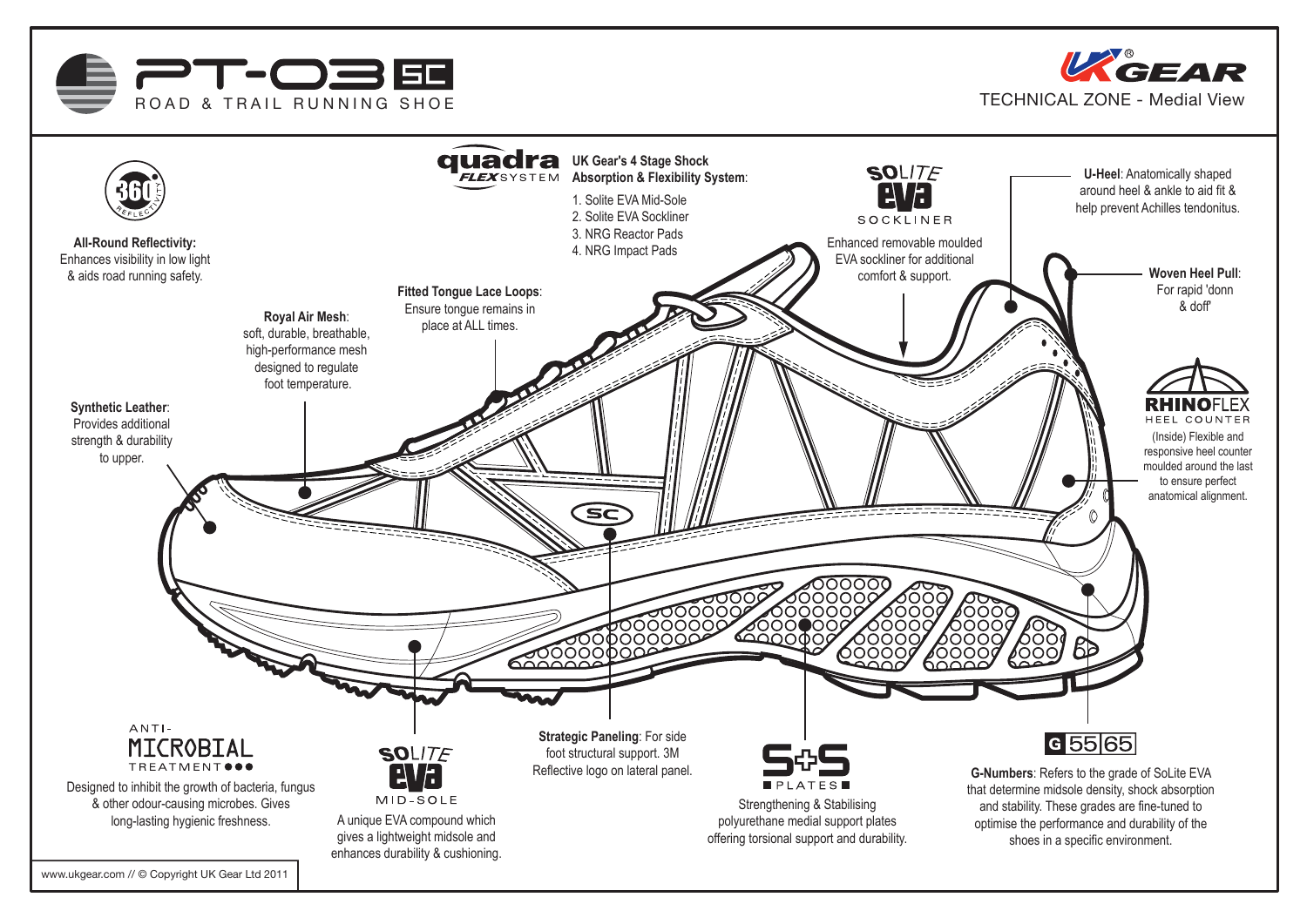# PT-03 SC

ROAD & TRAIL RUNNING SHOE

UK GEAR®

TECHNICAL ZONE - Medial View

**360 REFLECTIVITY**

**All-Round Reflectivity:** Enhances visibility in low light & aids road running safety.

**quadra FLEX SYSTEM**

**UK Gear's 4 Stage Shock Absorption & Flexibility System**:

1. Solite EVA Mid-Sole
2. Solite EVA Sockliner
3. NRG Reactor Pads
4. NRG Impact Pads

**SOLITE EVA SOCKLINER**

Enhanced removable moulded EVA sockliner for additional comfort & support.

**U-Heel**: Anatomically shaped around heel & ankle to aid fit & help prevent Achilles tendonitus.

**Woven Heel Pull**: For rapid 'donn & doff'

**Fitted Tongue Lace Loops**: Ensure tongue remains in place at ALL times.

**Royal Air Mesh**: soft, durable, breathable, high-performance mesh designed to regulate foot temperature.

**Synthetic Leather**: Provides additional strength & durability to upper.

**RHINOFLEX HEEL COUNTER**

(Inside) Flexible and responsive heel counter moulded around the last to ensure perfect anatomical alignment.

**ANTI-MICROBIAL TREATMENT**

Designed to inhibit the growth of bacteria, fungus & other odour-causing microbes. Gives long-lasting hygienic freshness.

**SOLITE EVA MID-SOLE**

A unique EVA compound which gives a lightweight midsole and enhances durability & cushioning.

**Strategic Paneling**: For side foot structural support. 3M Reflective logo on lateral panel.

**S+S PLATES**

Strengthening & Stabilising polyurethane medial support plates offering torsional support and durability.

**G 55 65**

**G-Numbers**: Refers to the grade of SoLite EVA that determine midsole density, shock absorption and stability. These grades are fine-tuned to optimise the performance and durability of the shoes in a specific environment.

www.ukgear.com // © Copyright UK Gear Ltd 2011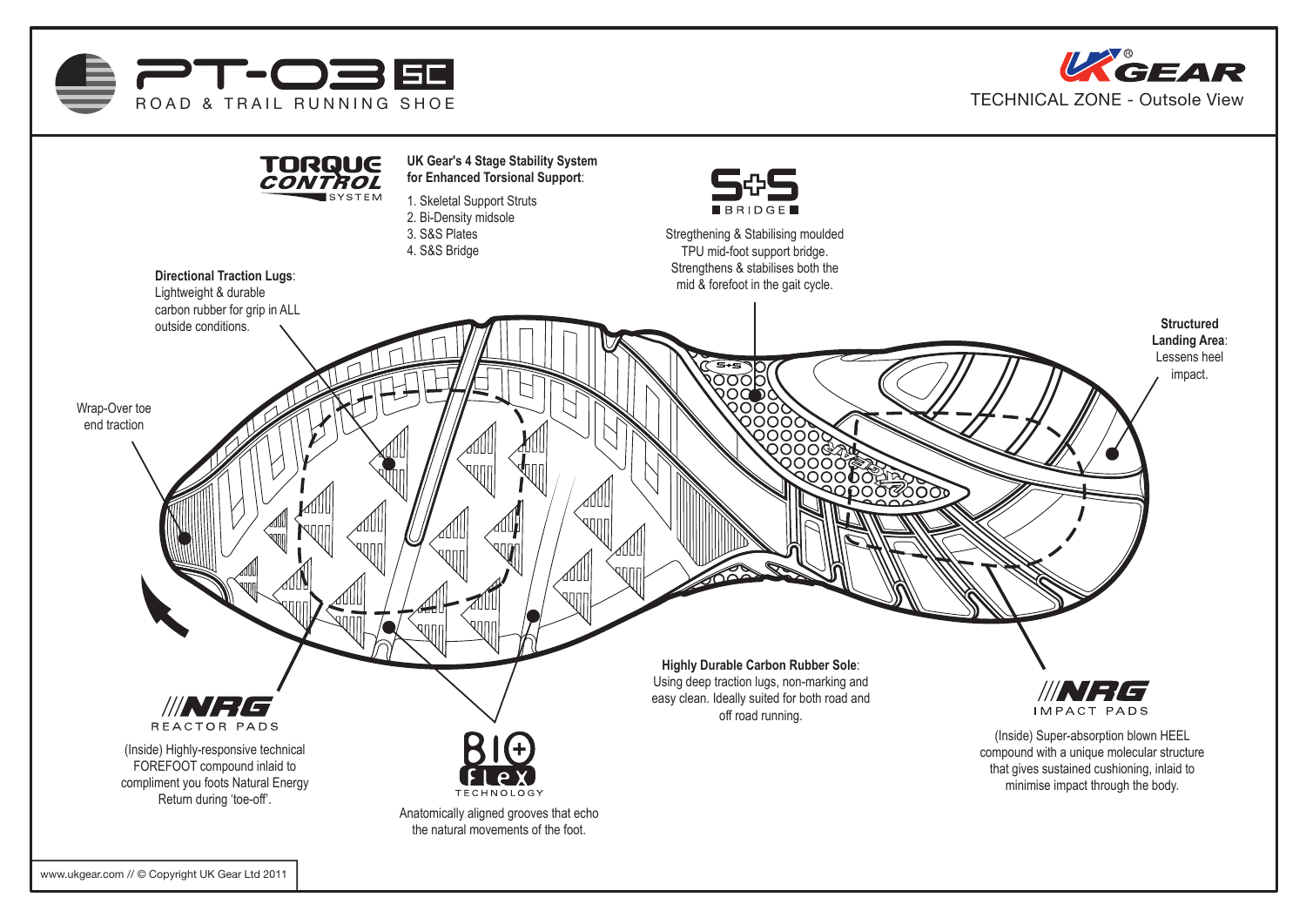# PT-03 SC

ROAD & TRAIL RUNNING SHOE

UK GEAR®

TECHNICAL ZONE - Outsole View

**TORQUE CONTROL** SYSTEM

**UK Gear's 4 Stage Stability System for Enhanced Torsional Support**:

1. Skeletal Support Struts
2. Bi-Density midsole
3. S&S Plates
4. S&S Bridge

**S+S** BRIDGE

Stregthening & Stabilising moulded TPU mid-foot support bridge. Strengthens & stabilises both the mid & forefoot in the gait cycle.

**Directional Traction Lugs**: Lightweight & durable carbon rubber for grip in ALL outside conditions.

**Structured Landing Area**: Lessens heel impact.

Wrap-Over toe end traction

**Highly Durable Carbon Rubber Sole**: Using deep traction lugs, non-marking and easy clean. Ideally suited for both road and off road running.

**///NRG** REACTOR PADS

(Inside) Highly-responsive technical FOREFOOT compound inlaid to compliment you foots Natural Energy Return during 'toe-off'.

**BIO flex** TECHNOLOGY

Anatomically aligned grooves that echo the natural movements of the foot.

**///NRG** IMPACT PADS

(Inside) Super-absorption blown HEEL compound with a unique molecular structure that gives sustained cushioning, inlaid to minimise impact through the body.

www.ukgear.com // © Copyright UK Gear Ltd 2011